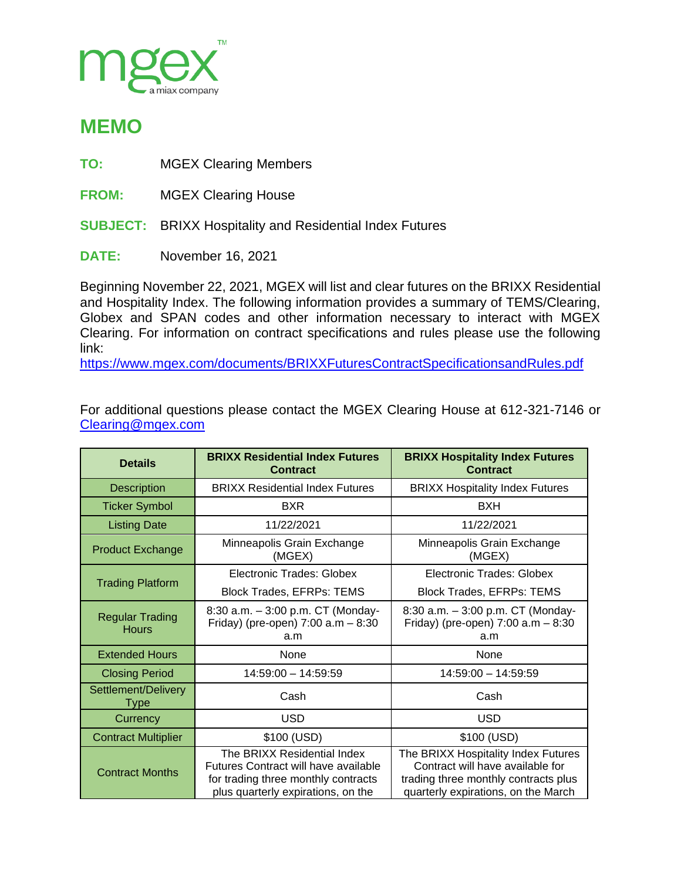mgex™
a miax company

# MEMO

**TO:** MGEX Clearing Members

**FROM:** MGEX Clearing House

**SUBJECT:** BRIXX Hospitality and Residential Index Futures

**DATE:** November 16, 2021

Beginning November 22, 2021, MGEX will list and clear futures on the BRIXX Residential and Hospitality Index. The following information provides a summary of TEMS/Clearing, Globex and SPAN codes and other information necessary to interact with MGEX Clearing. For information on contract specifications and rules please use the following link:
https://www.mgex.com/documents/BRIXXFuturesContractSpecificationsandRules.pdf

For additional questions please contact the MGEX Clearing House at 612-321-7146 or Clearing@mgex.com

| Details | BRIXX Residential Index Futures Contract | BRIXX Hospitality Index Futures Contract |
|---|---|---|
| Description | BRIXX Residential Index Futures | BRIXX Hospitality Index Futures |
| Ticker Symbol | BXR | BXH |
| Listing Date | 11/22/2021 | 11/22/2021 |
| Product Exchange | Minneapolis Grain Exchange (MGEX) | Minneapolis Grain Exchange (MGEX) |
| Trading Platform | Electronic Trades: Globex<br>Block Trades, EFRPs: TEMS | Electronic Trades: Globex<br>Block Trades, EFRPs: TEMS |
| Regular Trading Hours | 8:30 a.m. – 3:00 p.m. CT (Monday-Friday) (pre-open) 7:00 a.m – 8:30 a.m | 8:30 a.m. – 3:00 p.m. CT (Monday-Friday) (pre-open) 7:00 a.m – 8:30 a.m |
| Extended Hours | None | None |
| Closing Period | 14:59:00 – 14:59:59 | 14:59:00 – 14:59:59 |
| Settlement/Delivery Type | Cash | Cash |
| Currency | USD | USD |
| Contract Multiplier | $100 (USD) | $100 (USD) |
| Contract Months | The BRIXX Residential Index Futures Contract will have available for trading three monthly contracts plus quarterly expirations, on the | The BRIXX Hospitality Index Futures Contract will have available for trading three monthly contracts plus quarterly expirations, on the March |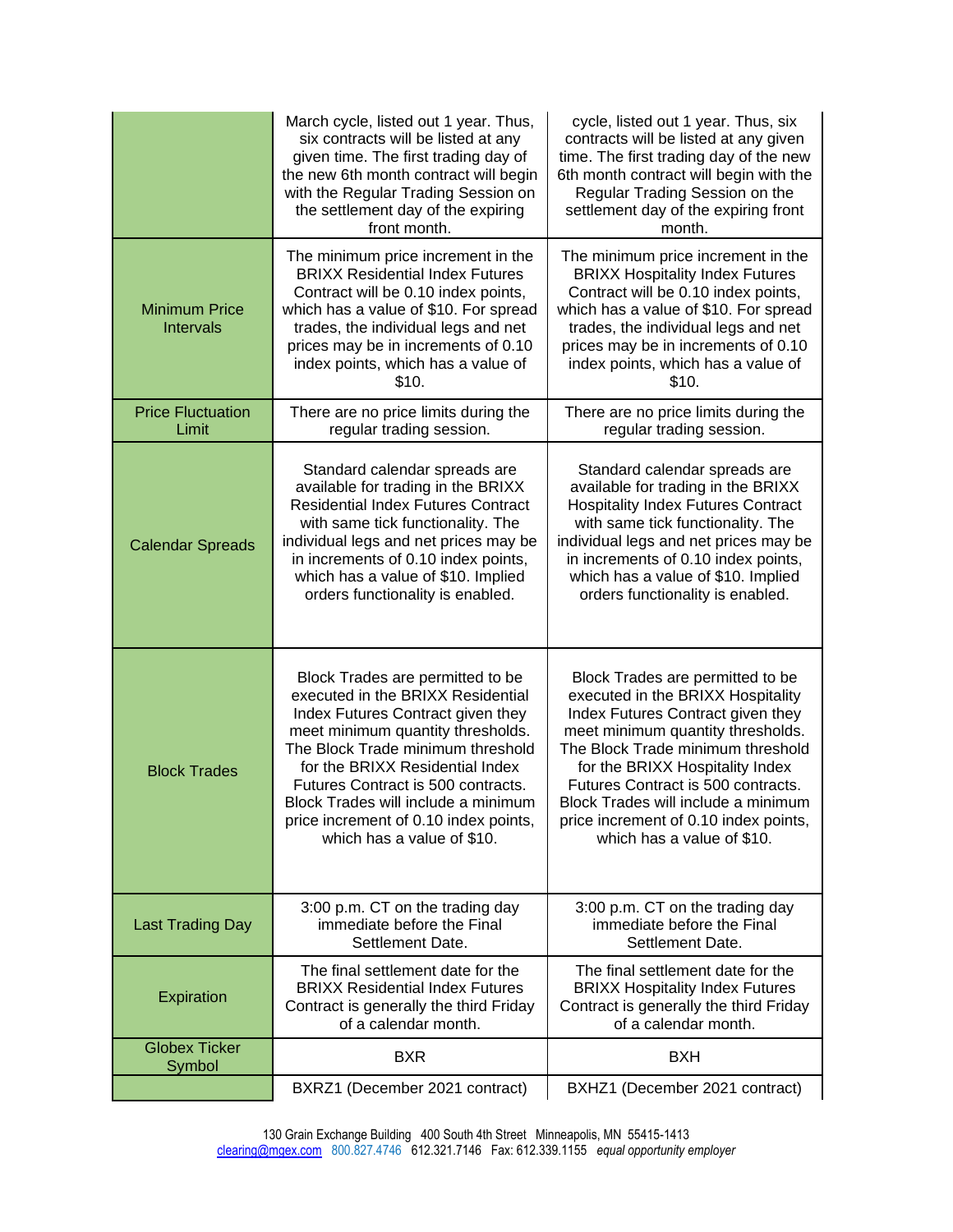| | | |
|---|---|---|
| | March cycle, listed out 1 year. Thus, six contracts will be listed at any given time. The first trading day of the new 6th month contract will begin with the Regular Trading Session on the settlement day of the expiring front month. | cycle, listed out 1 year. Thus, six contracts will be listed at any given time. The first trading day of the new 6th month contract will begin with the Regular Trading Session on the settlement day of the expiring front month. |
| Minimum Price Intervals | The minimum price increment in the BRIXX Residential Index Futures Contract will be 0.10 index points, which has a value of $10. For spread trades, the individual legs and net prices may be in increments of 0.10 index points, which has a value of $10. | The minimum price increment in the BRIXX Hospitality Index Futures Contract will be 0.10 index points, which has a value of $10. For spread trades, the individual legs and net prices may be in increments of 0.10 index points, which has a value of $10. |
| Price Fluctuation Limit | There are no price limits during the regular trading session. | There are no price limits during the regular trading session. |
| Calendar Spreads | Standard calendar spreads are available for trading in the BRIXX Residential Index Futures Contract with same tick functionality. The individual legs and net prices may be in increments of 0.10 index points, which has a value of $10. Implied orders functionality is enabled. | Standard calendar spreads are available for trading in the BRIXX Hospitality Index Futures Contract with same tick functionality. The individual legs and net prices may be in increments of 0.10 index points, which has a value of $10. Implied orders functionality is enabled. |
| Block Trades | Block Trades are permitted to be executed in the BRIXX Residential Index Futures Contract given they meet minimum quantity thresholds. The Block Trade minimum threshold for the BRIXX Residential Index Futures Contract is 500 contracts. Block Trades will include a minimum price increment of 0.10 index points, which has a value of $10. | Block Trades are permitted to be executed in the BRIXX Hospitality Index Futures Contract given they meet minimum quantity thresholds. The Block Trade minimum threshold for the BRIXX Hospitality Index Futures Contract is 500 contracts. Block Trades will include a minimum price increment of 0.10 index points, which has a value of $10. |
| Last Trading Day | 3:00 p.m. CT on the trading day immediate before the Final Settlement Date. | 3:00 p.m. CT on the trading day immediate before the Final Settlement Date. |
| Expiration | The final settlement date for the BRIXX Residential Index Futures Contract is generally the third Friday of a calendar month. | The final settlement date for the BRIXX Hospitality Index Futures Contract is generally the third Friday of a calendar month. |
| Globex Ticker Symbol | BXR | BXH |
| | BXRZ1 (December 2021 contract) | BXHZ1 (December 2021 contract) |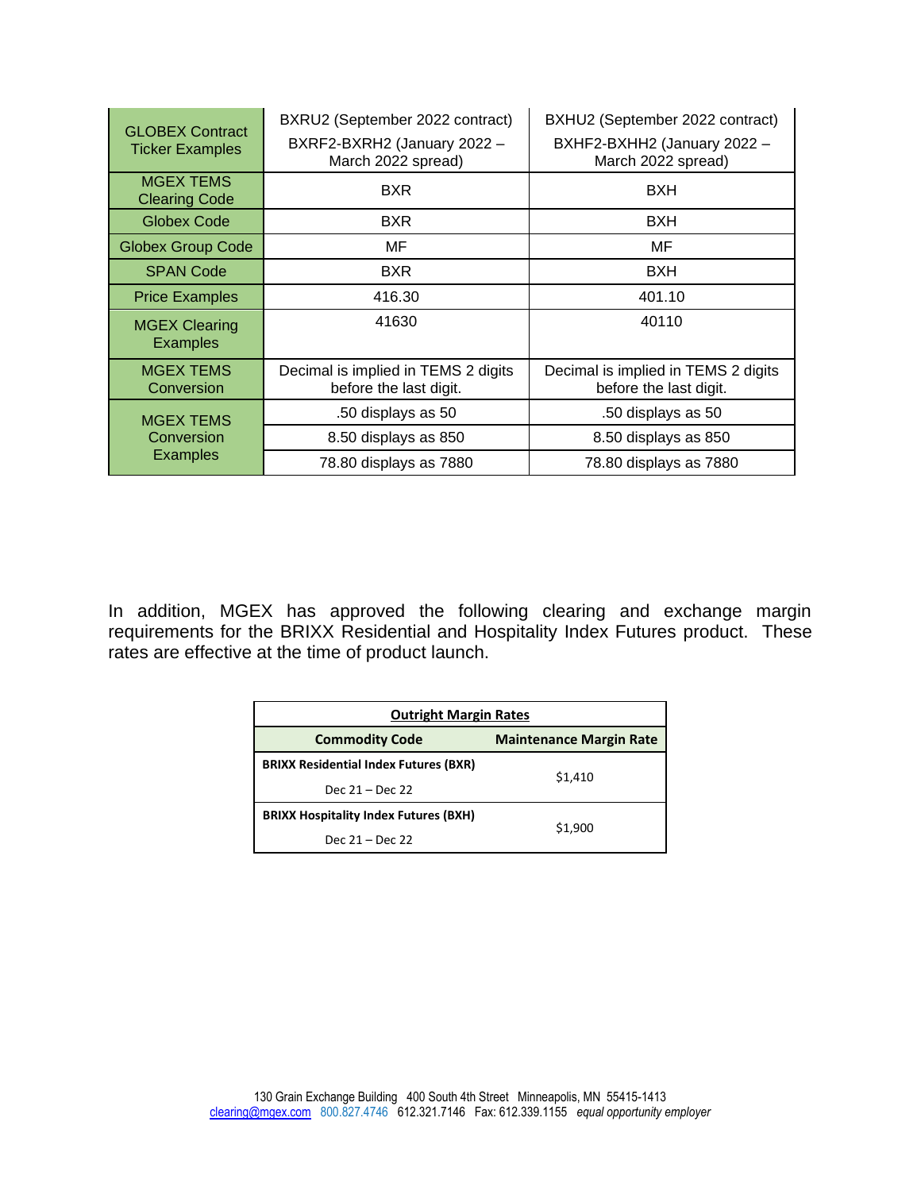| | | |
|---|---|---|
| GLOBEX Contract Ticker Examples | BXRU2 (September 2022 contract)<br>BXRF2-BXRH2 (January 2022 – March 2022 spread) | BXHU2 (September 2022 contract)<br>BXHF2-BXHH2 (January 2022 – March 2022 spread) |
| MGEX TEMS Clearing Code | BXR | BXH |
| Globex Code | BXR | BXH |
| Globex Group Code | MF | MF |
| SPAN Code | BXR | BXH |
| Price Examples | 416.30 | 401.10 |
| MGEX Clearing Examples | 41630 | 40110 |
| MGEX TEMS Conversion | Decimal is implied in TEMS 2 digits before the last digit. | Decimal is implied in TEMS 2 digits before the last digit. |
| MGEX TEMS Conversion Examples | .50 displays as 50 | .50 displays as 50 |
| | 8.50 displays as 850 | 8.50 displays as 850 |
| | 78.80 displays as 7880 | 78.80 displays as 7880 |

In addition, MGEX has approved the following clearing and exchange margin requirements for the BRIXX Residential and Hospitality Index Futures product. These rates are effective at the time of product launch.

| **Outright Margin Rates** | |
|---|---|
| **Commodity Code** | **Maintenance Margin Rate** |
| **BRIXX Residential Index Futures (BXR)**<br>Dec 21 – Dec 22 | $1,410 |
| **BRIXX Hospitality Index Futures (BXH)**<br>Dec 21 – Dec 22 | $1,900 |

130 Grain Exchange Building 400 South 4th Street Minneapolis, MN 55415-1413
clearing@mgex.com 800.827.4746 612.321.7146 Fax: 612.339.1155 *equal opportunity employer*